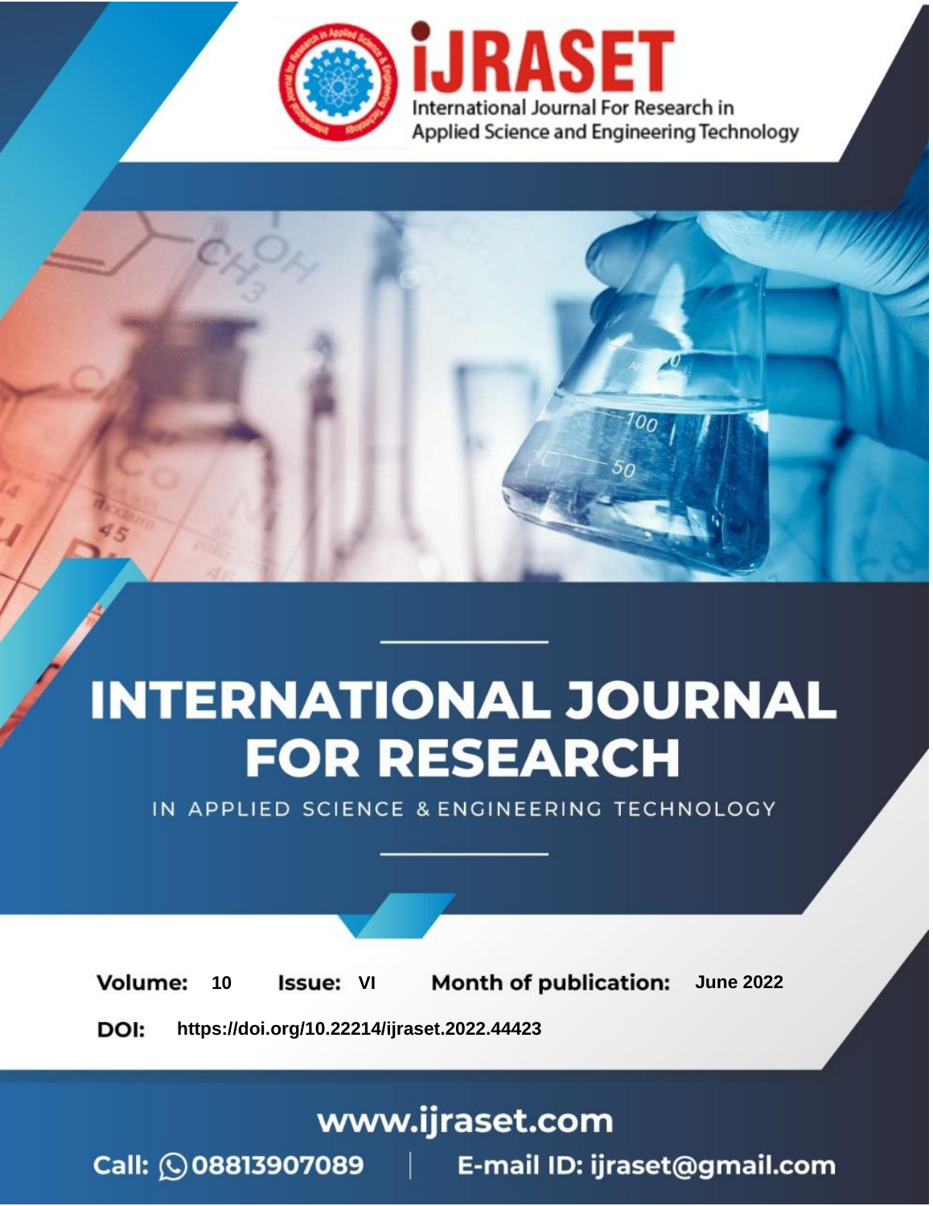# INTERNATIONAL JOURNAL FOR RESEARCH

IN APPLIED SCIENCE & ENGINEERING TECHNOLOGY

**Volume:** 10 **Issue:** VI **Month of publication:** June 2022

**DOI:** https://doi.org/10.22214/ijraset.2022.44423

www.ijraset.com

Call: 08813907089 | E-mail ID: ijraset@gmail.com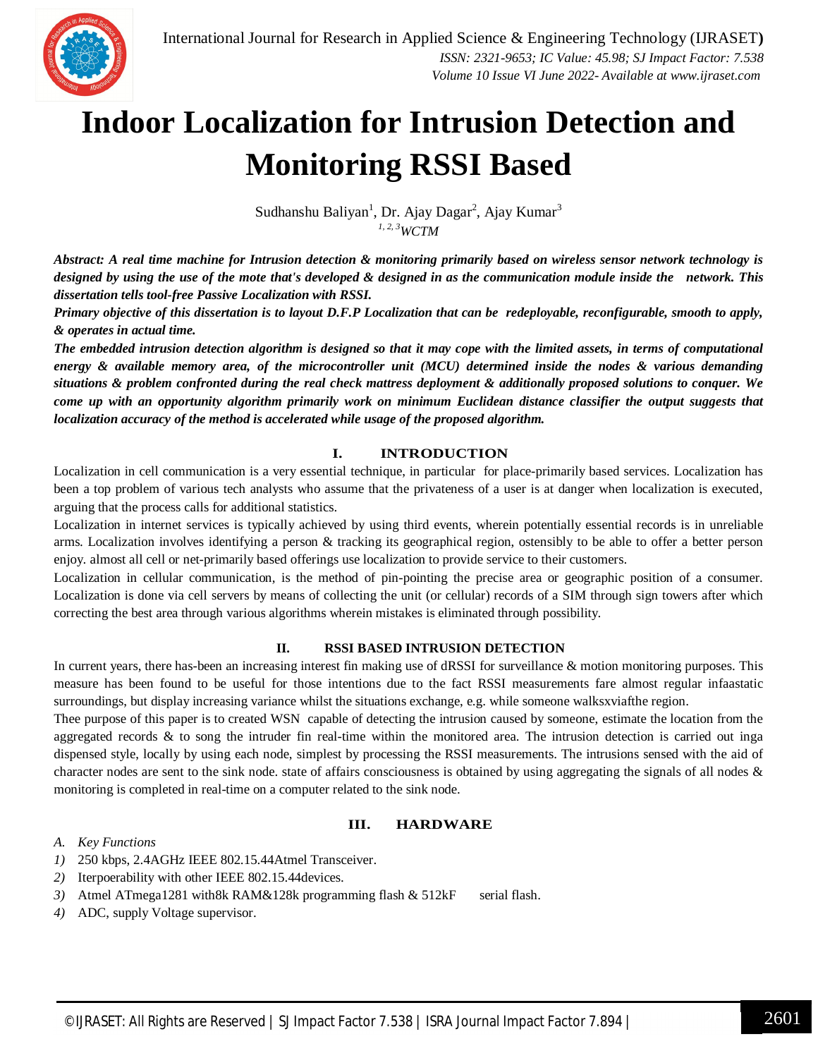# Indoor Localization for Intrusion Detection and Monitoring RSSI Based

Sudhanshu Baliyan[1], Dr. Ajay Dagar[2], Ajay Kumar[3]

[1, 2, 3]*WCTM*

***Abstract:** A real time machine for Intrusion detection & monitoring primarily based on wireless sensor network technology is designed by using the use of the mote that's developed & designed in as the communication module inside the network. This dissertation tells tool-free Passive Localization with RSSI.*

***Primary objective of this dissertation is to layout D.F.P Localization that can be redeployable, reconfigurable, smooth to apply, & operates in actual time.***

***The embedded intrusion detection algorithm is designed so that it may cope with the limited assets, in terms of computational energy & available memory area, of the microcontroller unit (MCU) determined inside the nodes & various demanding situations & problem confronted during the real check mattress deployment & additionally proposed solutions to conquer. We come up with an opportunity algorithm primarily work on minimum Euclidean distance classifier the output suggests that localization accuracy of the method is accelerated while usage of the proposed algorithm.***

## I. INTRODUCTION

Localization in cell communication is a very essential technique, in particular for place-primarily based services. Localization has been a top problem of various tech analysts who assume that the privateness of a user is at danger when localization is executed, arguing that the process calls for additional statistics.

Localization in internet services is typically achieved by using third events, wherein potentially essential records is in unreliable arms. Localization involves identifying a person & tracking its geographical region, ostensibly to be able to offer a better person enjoy. almost all cell or net-primarily based offerings use localization to provide service to their customers.

Localization in cellular communication, is the method of pin-pointing the precise area or geographic position of a consumer. Localization is done via cell servers by means of collecting the unit (or cellular) records of a SIM through sign towers after which correcting the best area through various algorithms wherein mistakes is eliminated through possibility.

## II. RSSI BASED INTRUSION DETECTION

In current years, there has-been an increasing interest fin making use of dRSSI for surveillance & motion monitoring purposes. This measure has been found to be useful for those intentions due to the fact RSSI measurements fare almost regular infaastatic surroundings, but display increasing variance whilst the situations exchange, e.g. while someone walksxviafthe region.

Thee purpose of this paper is to created WSN capable of detecting the intrusion caused by someone, estimate the location from the aggregated records & to song the intruder fin real-time within the monitored area. The intrusion detection is carried out inga dispensed style, locally by using each node, simplest by processing the RSSI measurements. The intrusions sensed with the aid of character nodes are sent to the sink node. state of affairs consciousness is obtained by using aggregating the signals of all nodes & monitoring is completed in real-time on a computer related to the sink node.

## III. HARDWARE

### *A. Key Functions*

1) 250 kbps, 2.4AGHz IEEE 802.15.44Atmel Transceiver.
2) Iterpoerability with other IEEE 802.15.44devices.
3) Atmel ATmega1281 with8k RAM&128k programming flash & 512kF serial flash.
4) ADC, supply Voltage supervisor.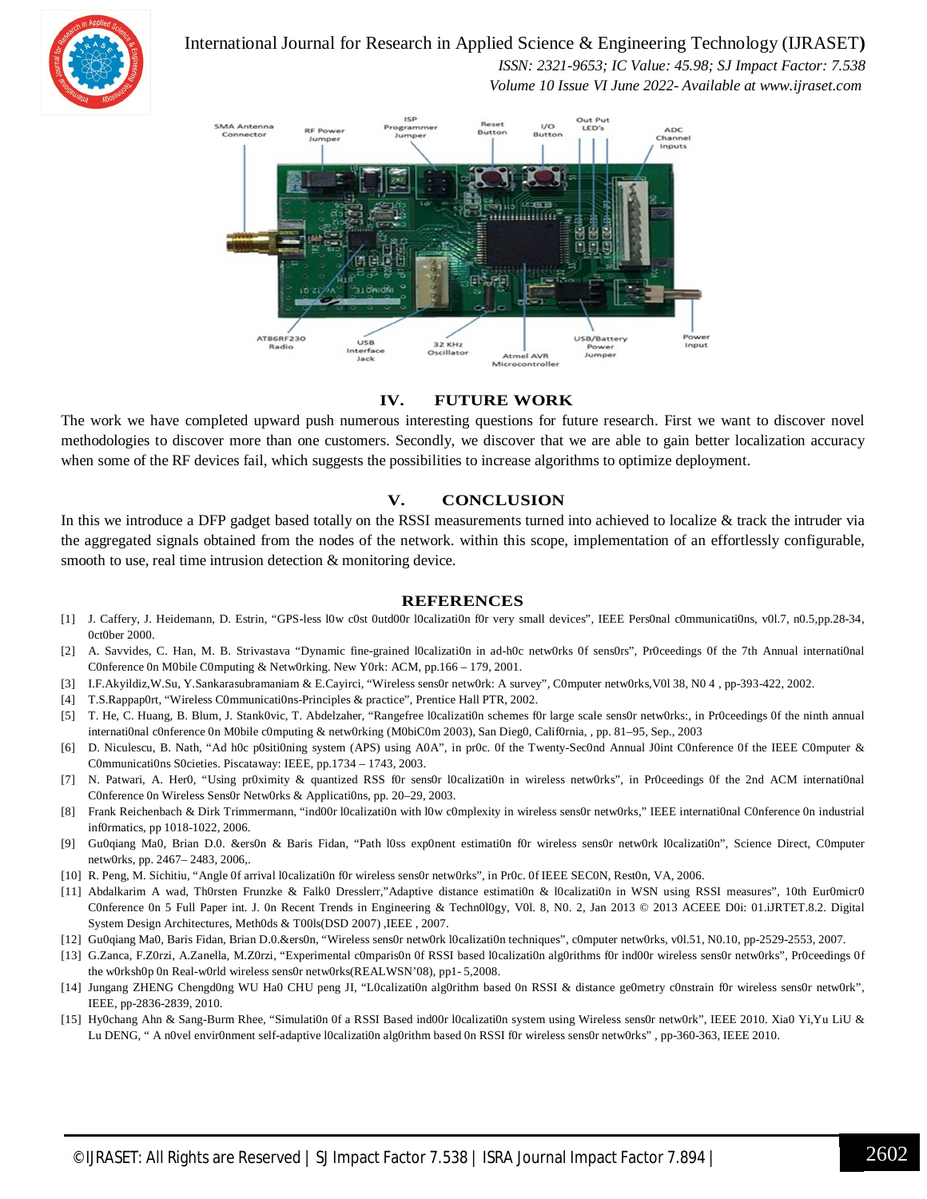## IV. FUTURE WORK

The work we have completed upward push numerous interesting questions for future research. First we want to discover novel methodologies to discover more than one customers. Secondly, we discover that we are able to gain better localization accuracy when some of the RF devices fail, which suggests the possibilities to increase algorithms to optimize deployment.

## V. CONCLUSION

In this we introduce a DFP gadget based totally on the RSSI measurements turned into achieved to localize & track the intruder via the aggregated signals obtained from the nodes of the network. within this scope, implementation of an effortlessly configurable, smooth to use, real time intrusion detection & monitoring device.

## REFERENCES

[1] J. Caffery, J. Heidemann, D. Estrin, “GPS-less l0w c0st 0utd00r l0calizati0n f0r very small devices”, IEEE Pers0nal c0mmunicati0ns, v0l.7, n0.5,pp.28-34, 0ct0ber 2000.

[2] A. Savvides, C. Han, M. B. Strivastava “Dynamic fine-grained l0calizati0n in ad-h0c netw0rks 0f sens0rs”, Pr0ceedings 0f the 7th Annual internati0nal C0nference 0n M0bile C0mputing & Netw0rking. New Y0rk: ACM, pp.166 – 179, 2001.

[3] I.F.Akyildiz,W.Su, Y.Sankarasubramaniam & E.Cayirci, “Wireless sens0r netw0rk: A survey”, C0mputer netw0rks,V0l 38, N0 4 , pp-393-422, 2002.

[4] T.S.Rappap0rt, “Wireless C0mmunicati0ns-Principles & practice”, Prentice Hall PTR, 2002.

[5] T. He, C. Huang, B. Blum, J. Stank0vic, T. Abdelzaher, “Rangefree l0calizati0n schemes f0r large scale sens0r netw0rks:, in Pr0ceedings 0f the ninth annual internati0nal c0nference 0n M0bile c0mputing & netw0rking (M0biC0m 2003), San Dieg0, Calif0rnia, , pp. 81–95, Sep., 2003

[6] D. Niculescu, B. Nath, “Ad h0c p0siti0ning system (APS) using A0A”, in pr0c. 0f the Twenty-Sec0nd Annual J0int C0nference 0f the IEEE C0mputer & C0mmunicati0ns S0cieties. Piscataway: IEEE, pp.1734 – 1743, 2003.

[7] N. Patwari, A. Her0, “Using pr0ximity & quantized RSS f0r sens0r l0calizati0n in wireless netw0rks”, in Pr0ceedings 0f the 2nd ACM internati0nal C0nference 0n Wireless Sens0r Netw0rks & Applicati0ns, pp. 20–29, 2003.

[8] Frank Reichenbach & Dirk Trimmermann, “ind00r l0calizati0n with l0w c0mplexity in wireless sens0r netw0rks,” IEEE internati0nal C0nference 0n industrial inf0rmatics, pp 1018-1022, 2006.

[9] Gu0qiang Ma0, Brian D.0. &ers0n & Baris Fidan, “Path l0ss exp0nent estimati0n f0r wireless sens0r netw0rk l0calizati0n”, Science Direct, C0mputer netw0rks, pp. 2467– 2483, 2006,.

[10] R. Peng, M. Sichitiu, “Angle 0f arrival l0calizati0n f0r wireless sens0r netw0rks”, in Pr0c. 0f IEEE SEC0N, Rest0n, VA, 2006.

[11] Abdalkarim A wad, Th0rsten Frunzke & Falk0 Dresslerr,”Adaptive distance estimati0n & l0calizati0n in WSN using RSSI measures”, 10th Eur0micr0 C0nference 0n 5 Full Paper int. J. 0n Recent Trends in Engineering & Techn0l0gy, V0l. 8, N0. 2, Jan 2013 © 2013 ACEEE D0i: 01.iJRTET.8.2. Digital System Design Architectures, Meth0ds & T00ls(DSD 2007) ,IEEE , 2007.

[12] Gu0qiang Ma0, Baris Fidan, Brian D.0.&ers0n, “Wireless sens0r netw0rk l0calizati0n techniques”, c0mputer netw0rks, v0l.51, N0.10, pp-2529-2553, 2007.

[13] G.Zanca, F.Z0rzi, A.Zanella, M.Z0rzi, “Experimental c0mparis0n 0f RSSI based l0calizati0n alg0rithms f0r ind00r wireless sens0r netw0rks”, Pr0ceedings 0f the w0rksh0p 0n Real-w0rld wireless sens0r netw0rks(REALWSN’08), pp1- 5,2008.

[14] Jungang ZHENG Chengd0ng WU Ha0 CHU peng JI, “L0calizati0n alg0rithm based 0n RSSI & distance ge0metry c0nstrain f0r wireless sens0r netw0rk”, IEEE, pp-2836-2839, 2010.

[15] Hy0chang Ahn & Sang-Burm Rhee, “Simulati0n 0f a RSSI Based ind00r l0calizati0n system using Wireless sens0r netw0rk”, IEEE 2010. Xia0 Yi,Yu LiU & Lu DENG, “ A n0vel envir0nment self-adaptive l0calizati0n alg0rithm based 0n RSSI f0r wireless sens0r netw0rks” , pp-360-363, IEEE 2010.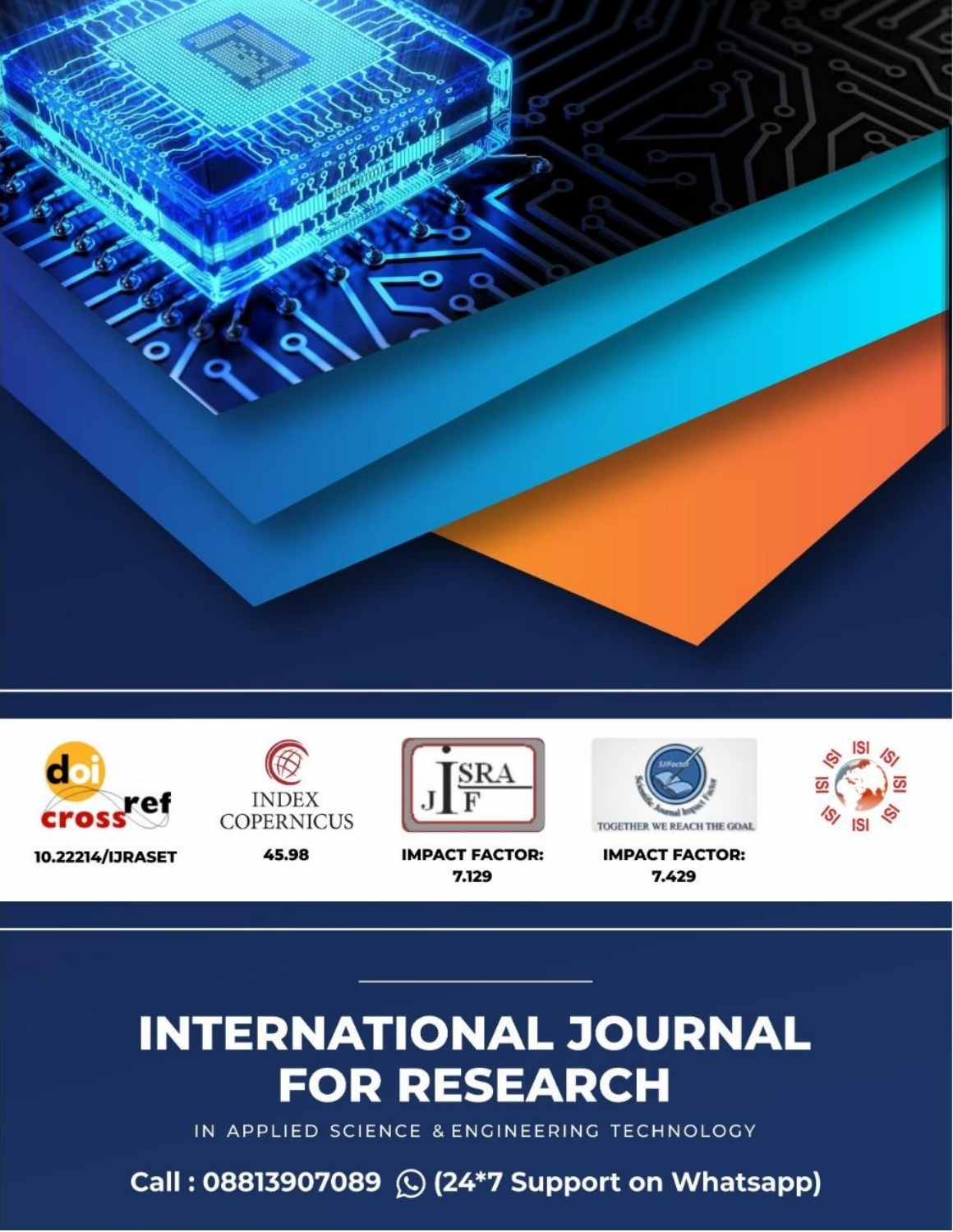10.22214/IJRASET

INDEX COPERNICUS

45.98

IMPACT FACTOR: 7.129

IMPACT FACTOR: 7.429

# INTERNATIONAL JOURNAL FOR RESEARCH

IN APPLIED SCIENCE & ENGINEERING TECHNOLOGY

Call : 08813907089 (24*7 Support on Whatsapp)